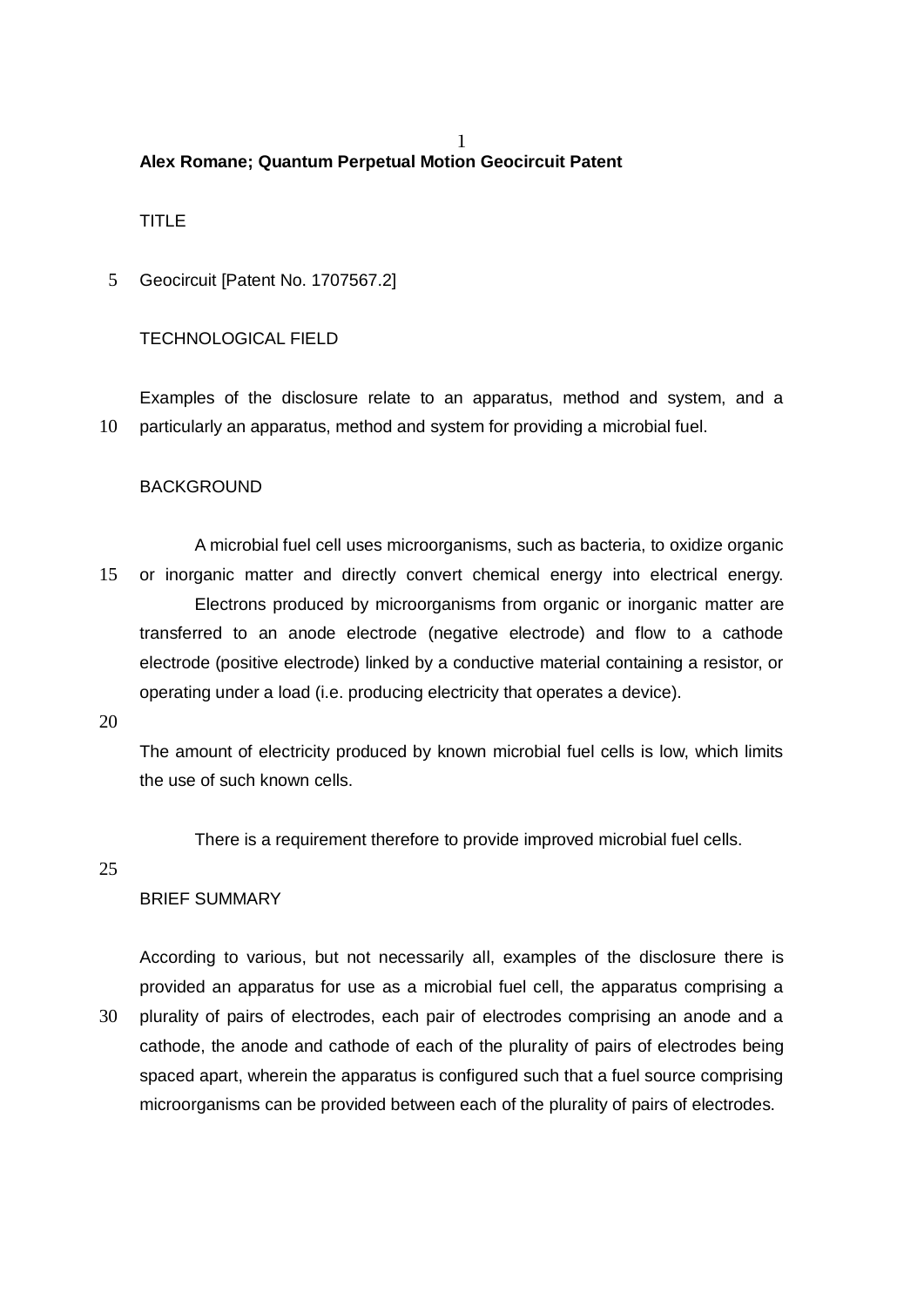**Alex Romane; Quantum Perpetual Motion Geocircuit Patent**

TITLE

Geocircuit [Patent No. 1707567.2]

TECHNOLOGICAL FIELD

Examples of the disclosure relate to an apparatus, method and system, and a particularly an apparatus, method and system for providing a microbial fuel.

BACKGROUND

A microbial fuel cell uses microorganisms, such as bacteria, to oxidize organic or inorganic matter and directly convert chemical energy into electrical energy.

Electrons produced by microorganisms from organic or inorganic matter are transferred to an anode electrode (negative electrode) and flow to a cathode electrode (positive electrode) linked by a conductive material containing a resistor, or operating under a load (i.e. producing electricity that operates a device).

The amount of electricity produced by known microbial fuel cells is low, which limits the use of such known cells.

There is a requirement therefore to provide improved microbial fuel cells.

BRIEF SUMMARY

According to various, but not necessarily all, examples of the disclosure there is provided an apparatus for use as a microbial fuel cell, the apparatus comprising a plurality of pairs of electrodes, each pair of electrodes comprising an anode and a cathode, the anode and cathode of each of the plurality of pairs of electrodes being spaced apart, wherein the apparatus is configured such that a fuel source comprising microorganisms can be provided between each of the plurality of pairs of electrodes.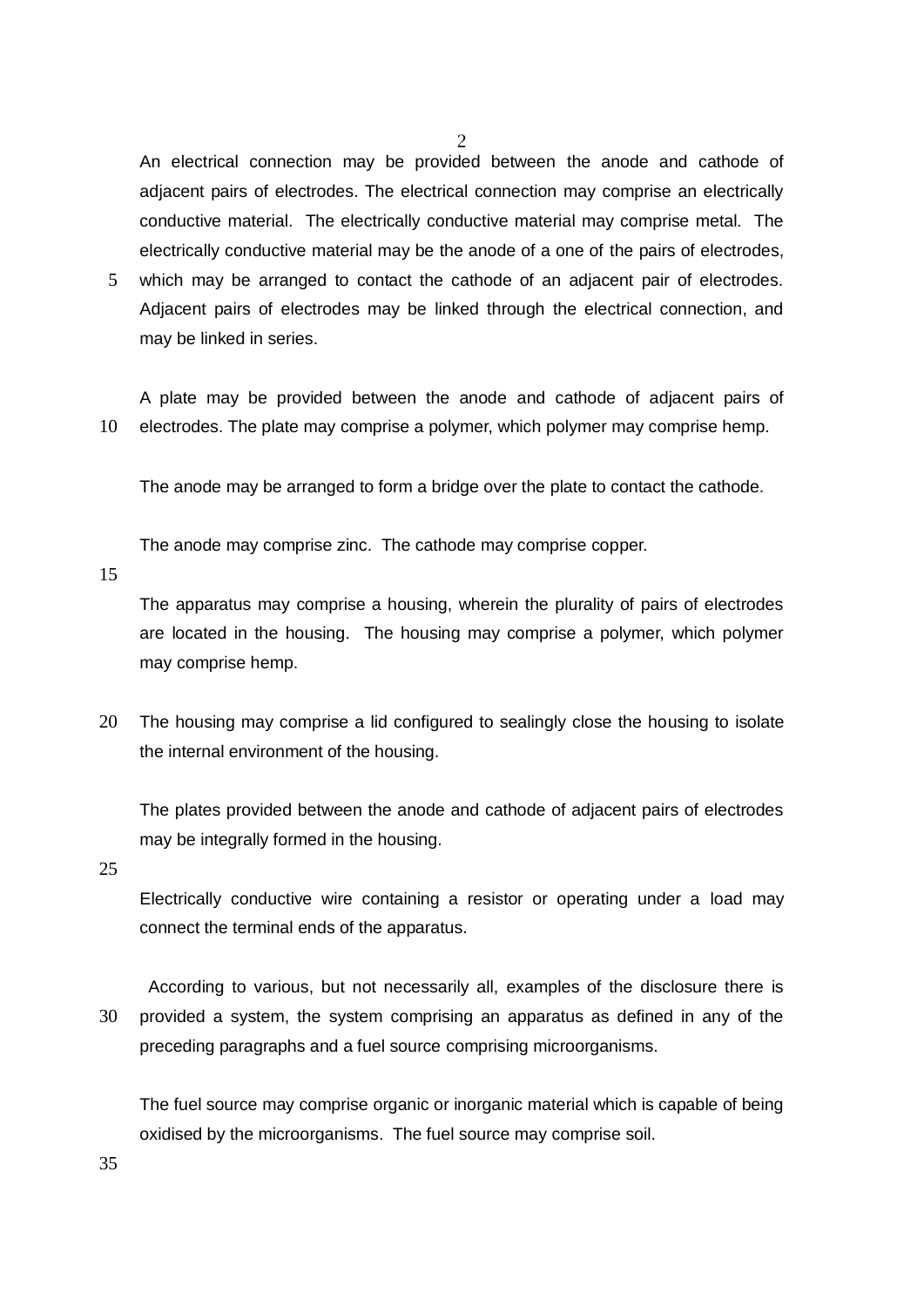An electrical connection may be provided between the anode and cathode of adjacent pairs of electrodes. The electrical connection may comprise an electrically conductive material. The electrically conductive material may comprise metal. The electrically conductive material may be the anode of a one of the pairs of electrodes, which may be arranged to contact the cathode of an adjacent pair of electrodes. Adjacent pairs of electrodes may be linked through the electrical connection, and may be linked in series.

A plate may be provided between the anode and cathode of adjacent pairs of electrodes. The plate may comprise a polymer, which polymer may comprise hemp.

The anode may be arranged to form a bridge over the plate to contact the cathode.

The anode may comprise zinc. The cathode may comprise copper.

The apparatus may comprise a housing, wherein the plurality of pairs of electrodes are located in the housing. The housing may comprise a polymer, which polymer may comprise hemp.

The housing may comprise a lid configured to sealingly close the housing to isolate the internal environment of the housing.

The plates provided between the anode and cathode of adjacent pairs of electrodes may be integrally formed in the housing.

Electrically conductive wire containing a resistor or operating under a load may connect the terminal ends of the apparatus.

According to various, but not necessarily all, examples of the disclosure there is provided a system, the system comprising an apparatus as defined in any of the preceding paragraphs and a fuel source comprising microorganisms.

The fuel source may comprise organic or inorganic material which is capable of being oxidised by the microorganisms. The fuel source may comprise soil.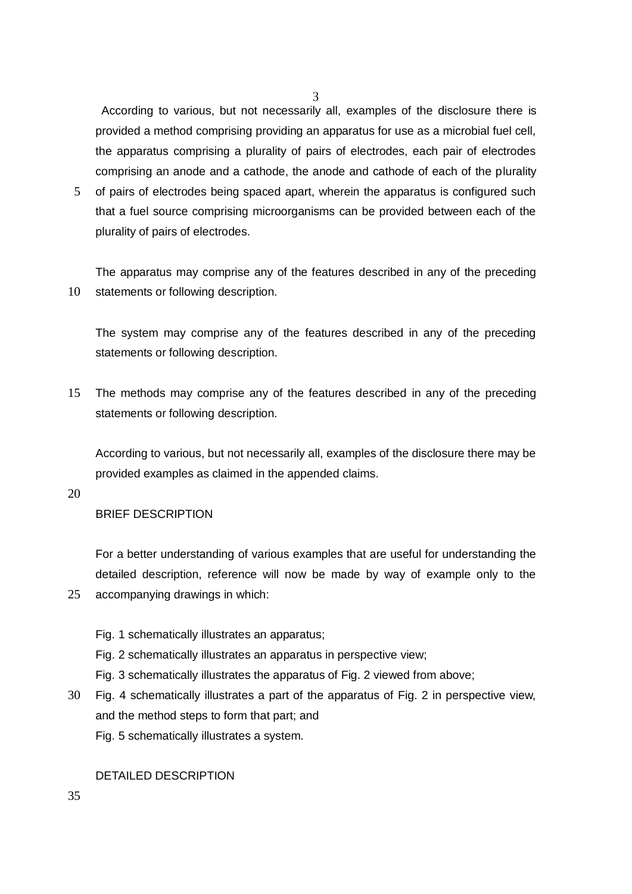According to various, but not necessarily all, examples of the disclosure there is provided a method comprising providing an apparatus for use as a microbial fuel cell, the apparatus comprising a plurality of pairs of electrodes, each pair of electrodes comprising an anode and a cathode, the anode and cathode of each of the plurality of pairs of electrodes being spaced apart, wherein the apparatus is configured such that a fuel source comprising microorganisms can be provided between each of the plurality of pairs of electrodes.

The apparatus may comprise any of the features described in any of the preceding statements or following description.

The system may comprise any of the features described in any of the preceding statements or following description.

The methods may comprise any of the features described in any of the preceding statements or following description.

According to various, but not necessarily all, examples of the disclosure there may be provided examples as claimed in the appended claims.

## BRIEF DESCRIPTION

For a better understanding of various examples that are useful for understanding the detailed description, reference will now be made by way of example only to the accompanying drawings in which:

Fig. 1 schematically illustrates an apparatus;
Fig. 2 schematically illustrates an apparatus in perspective view;
Fig. 3 schematically illustrates the apparatus of Fig. 2 viewed from above;
Fig. 4 schematically illustrates a part of the apparatus of Fig. 2 in perspective view, and the method steps to form that part; and
Fig. 5 schematically illustrates a system.

## DETAILED DESCRIPTION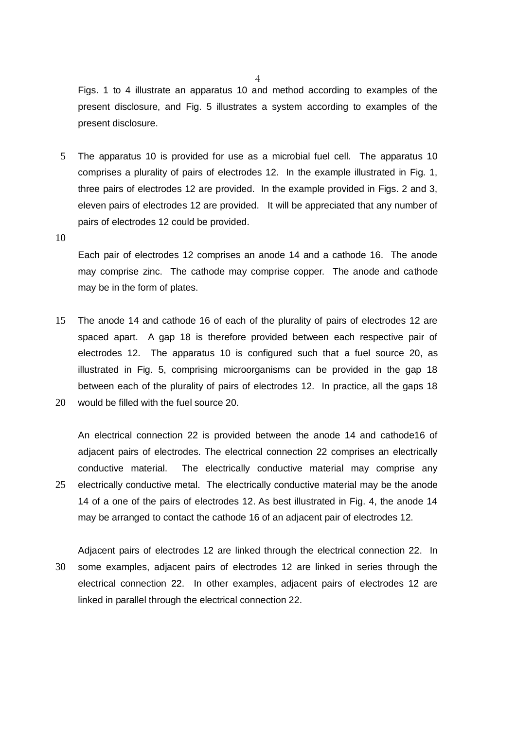Figs. 1 to 4 illustrate an apparatus 10 and method according to examples of the present disclosure, and Fig. 5 illustrates a system according to examples of the present disclosure.

The apparatus 10 is provided for use as a microbial fuel cell. The apparatus 10 comprises a plurality of pairs of electrodes 12. In the example illustrated in Fig. 1, three pairs of electrodes 12 are provided. In the example provided in Figs. 2 and 3, eleven pairs of electrodes 12 are provided. It will be appreciated that any number of pairs of electrodes 12 could be provided.

Each pair of electrodes 12 comprises an anode 14 and a cathode 16. The anode may comprise zinc. The cathode may comprise copper. The anode and cathode may be in the form of plates.

The anode 14 and cathode 16 of each of the plurality of pairs of electrodes 12 are spaced apart. A gap 18 is therefore provided between each respective pair of electrodes 12. The apparatus 10 is configured such that a fuel source 20, as illustrated in Fig. 5, comprising microorganisms can be provided in the gap 18 between each of the plurality of pairs of electrodes 12. In practice, all the gaps 18 would be filled with the fuel source 20.

An electrical connection 22 is provided between the anode 14 and cathode16 of adjacent pairs of electrodes. The electrical connection 22 comprises an electrically conductive material. The electrically conductive material may comprise any electrically conductive metal. The electrically conductive material may be the anode 14 of a one of the pairs of electrodes 12. As best illustrated in Fig. 4, the anode 14 may be arranged to contact the cathode 16 of an adjacent pair of electrodes 12.

Adjacent pairs of electrodes 12 are linked through the electrical connection 22. In some examples, adjacent pairs of electrodes 12 are linked in series through the electrical connection 22. In other examples, adjacent pairs of electrodes 12 are linked in parallel through the electrical connection 22.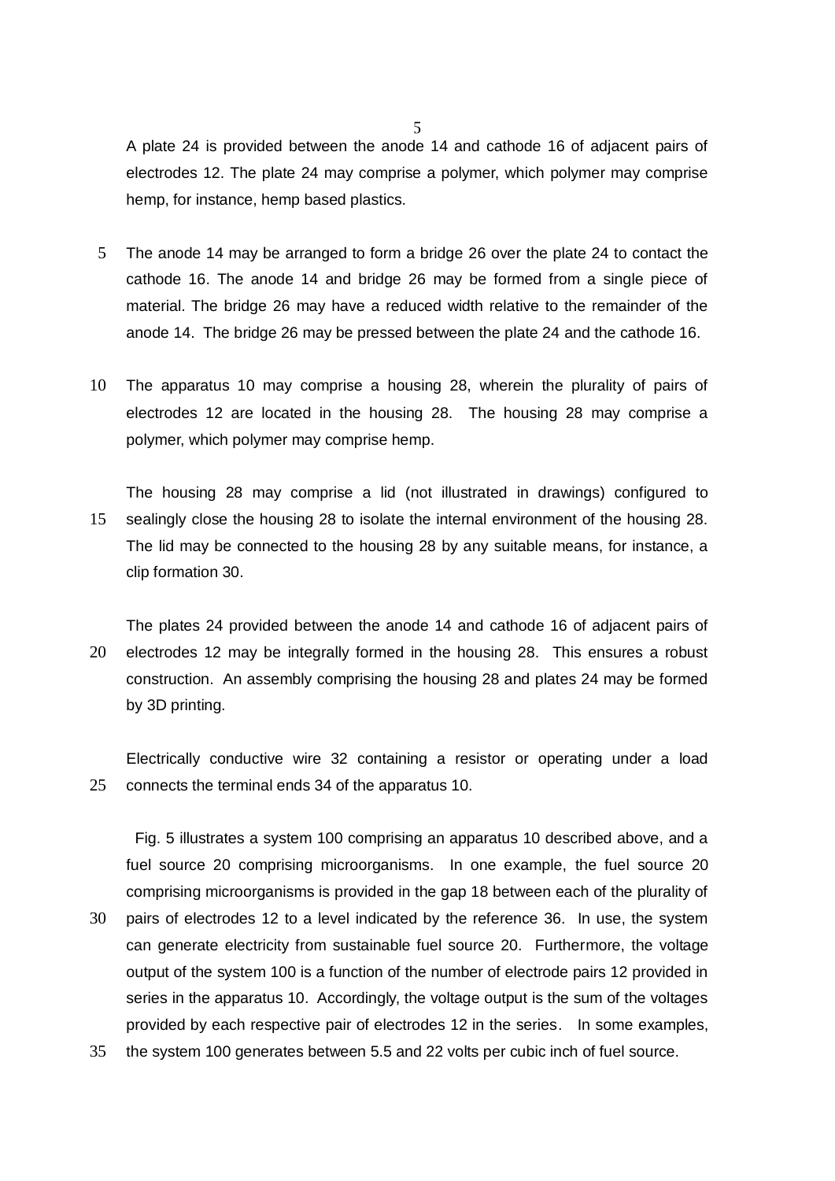A plate 24 is provided between the anode 14 and cathode 16 of adjacent pairs of electrodes 12. The plate 24 may comprise a polymer, which polymer may comprise hemp, for instance, hemp based plastics.

The anode 14 may be arranged to form a bridge 26 over the plate 24 to contact the cathode 16. The anode 14 and bridge 26 may be formed from a single piece of material. The bridge 26 may have a reduced width relative to the remainder of the anode 14. The bridge 26 may be pressed between the plate 24 and the cathode 16.

The apparatus 10 may comprise a housing 28, wherein the plurality of pairs of electrodes 12 are located in the housing 28. The housing 28 may comprise a polymer, which polymer may comprise hemp.

The housing 28 may comprise a lid (not illustrated in drawings) configured to sealingly close the housing 28 to isolate the internal environment of the housing 28. The lid may be connected to the housing 28 by any suitable means, for instance, a clip formation 30.

The plates 24 provided between the anode 14 and cathode 16 of adjacent pairs of electrodes 12 may be integrally formed in the housing 28. This ensures a robust construction. An assembly comprising the housing 28 and plates 24 may be formed by 3D printing.

Electrically conductive wire 32 containing a resistor or operating under a load connects the terminal ends 34 of the apparatus 10.

Fig. 5 illustrates a system 100 comprising an apparatus 10 described above, and a fuel source 20 comprising microorganisms. In one example, the fuel source 20 comprising microorganisms is provided in the gap 18 between each of the plurality of pairs of electrodes 12 to a level indicated by the reference 36. In use, the system can generate electricity from sustainable fuel source 20. Furthermore, the voltage output of the system 100 is a function of the number of electrode pairs 12 provided in series in the apparatus 10. Accordingly, the voltage output is the sum of the voltages provided by each respective pair of electrodes 12 in the series. In some examples, the system 100 generates between 5.5 and 22 volts per cubic inch of fuel source.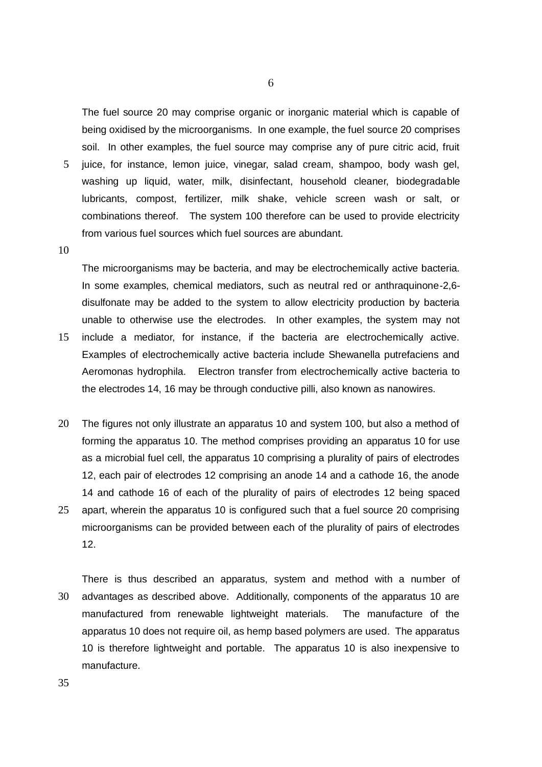The fuel source 20 may comprise organic or inorganic material which is capable of being oxidised by the microorganisms. In one example, the fuel source 20 comprises soil. In other examples, the fuel source may comprise any of pure citric acid, fruit juice, for instance, lemon juice, vinegar, salad cream, shampoo, body wash gel, washing up liquid, water, milk, disinfectant, household cleaner, biodegradable lubricants, compost, fertilizer, milk shake, vehicle screen wash or salt, or combinations thereof. The system 100 therefore can be used to provide electricity from various fuel sources which fuel sources are abundant.

The microorganisms may be bacteria, and may be electrochemically active bacteria. In some examples, chemical mediators, such as neutral red or anthraquinone-2,6-disulfonate may be added to the system to allow electricity production by bacteria unable to otherwise use the electrodes. In other examples, the system may not include a mediator, for instance, if the bacteria are electrochemically active. Examples of electrochemically active bacteria include Shewanella putrefaciens and Aeromonas hydrophila. Electron transfer from electrochemically active bacteria to the electrodes 14, 16 may be through conductive pilli, also known as nanowires.

The figures not only illustrate an apparatus 10 and system 100, but also a method of forming the apparatus 10. The method comprises providing an apparatus 10 for use as a microbial fuel cell, the apparatus 10 comprising a plurality of pairs of electrodes 12, each pair of electrodes 12 comprising an anode 14 and a cathode 16, the anode 14 and cathode 16 of each of the plurality of pairs of electrodes 12 being spaced apart, wherein the apparatus 10 is configured such that a fuel source 20 comprising microorganisms can be provided between each of the plurality of pairs of electrodes 12.

There is thus described an apparatus, system and method with a number of advantages as described above. Additionally, components of the apparatus 10 are manufactured from renewable lightweight materials. The manufacture of the apparatus 10 does not require oil, as hemp based polymers are used. The apparatus 10 is therefore lightweight and portable. The apparatus 10 is also inexpensive to manufacture.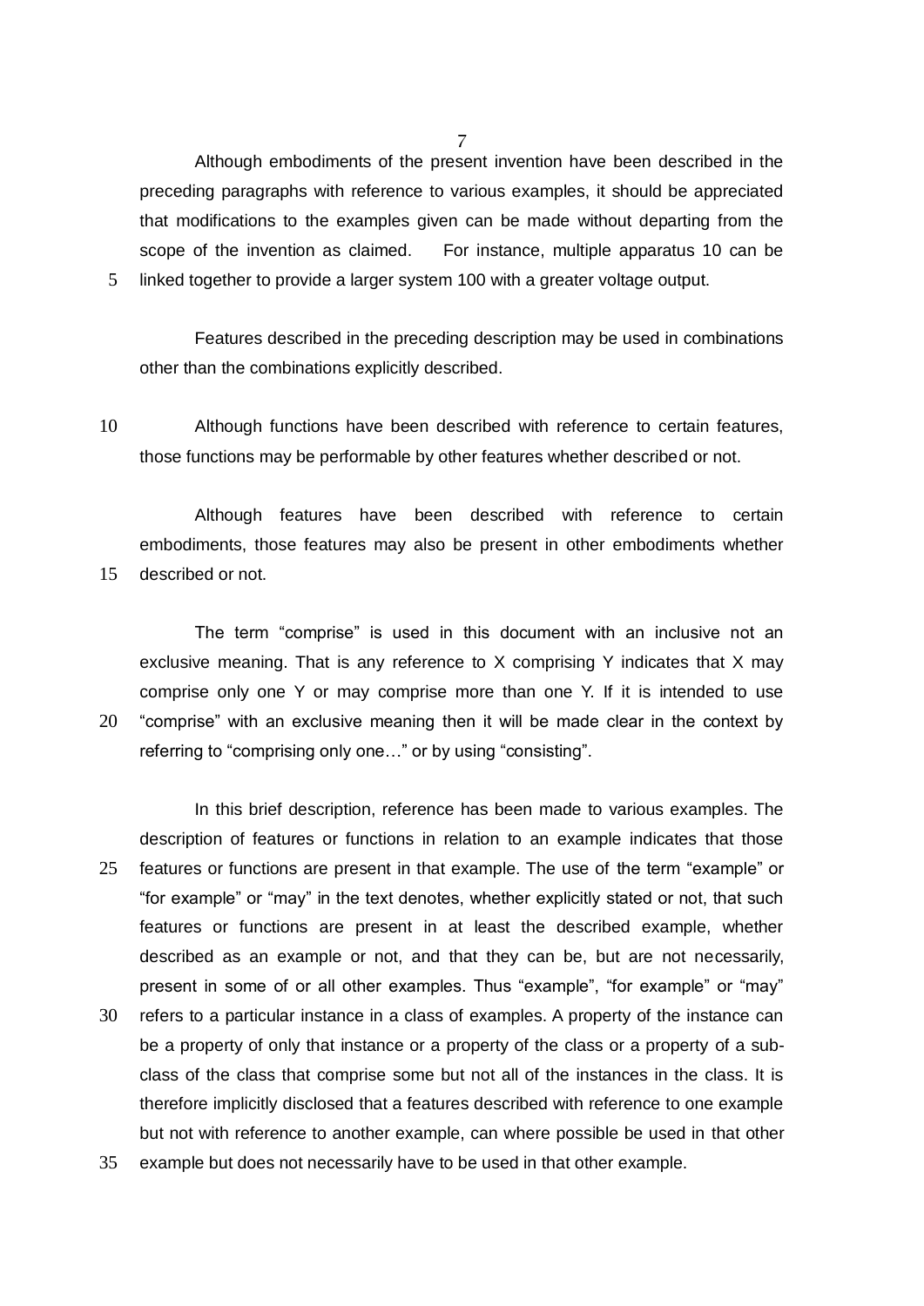Although embodiments of the present invention have been described in the preceding paragraphs with reference to various examples, it should be appreciated that modifications to the examples given can be made without departing from the scope of the invention as claimed. For instance, multiple apparatus 10 can be linked together to provide a larger system 100 with a greater voltage output.

Features described in the preceding description may be used in combinations other than the combinations explicitly described.

Although functions have been described with reference to certain features, those functions may be performable by other features whether described or not.

Although features have been described with reference to certain embodiments, those features may also be present in other embodiments whether described or not.

The term “comprise” is used in this document with an inclusive not an exclusive meaning. That is any reference to X comprising Y indicates that X may comprise only one Y or may comprise more than one Y. If it is intended to use “comprise” with an exclusive meaning then it will be made clear in the context by referring to “comprising only one…” or by using “consisting”.

In this brief description, reference has been made to various examples. The description of features or functions in relation to an example indicates that those features or functions are present in that example. The use of the term “example” or “for example” or “may” in the text denotes, whether explicitly stated or not, that such features or functions are present in at least the described example, whether described as an example or not, and that they can be, but are not necessarily, present in some of or all other examples. Thus “example”, “for example” or “may” refers to a particular instance in a class of examples. A property of the instance can be a property of only that instance or a property of the class or a property of a sub-class of the class that comprise some but not all of the instances in the class. It is therefore implicitly disclosed that a features described with reference to one example but not with reference to another example, can where possible be used in that other example but does not necessarily have to be used in that other example.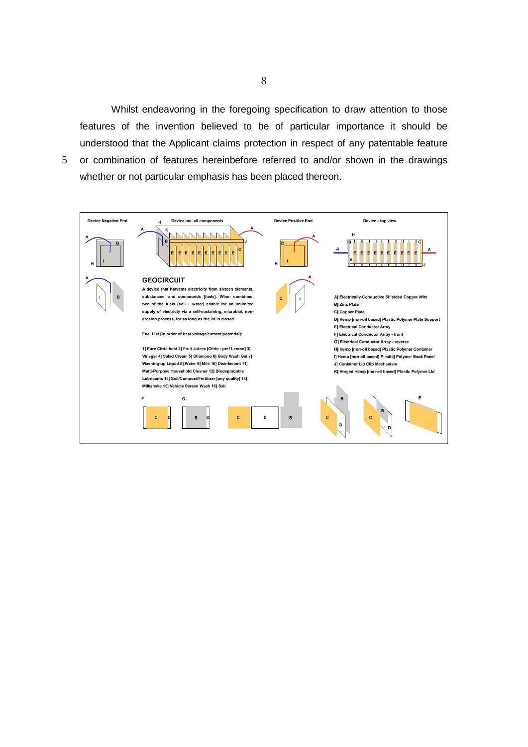Whilst endeavoring in the foregoing specification to draw attention to those features of the invention believed to be of particular importance it should be understood that the Applicant claims protection in respect of any patentable feature or combination of features hereinbefore referred to and/or shown in the drawings whether or not particular emphasis has been placed thereon.

Device Negative End

Device inc. all components

Device Positive End

Device - top view

## GEOCIRCUIT

A device that harvests electricity from sixteen elements, substances, and compounds [fuels]. When combined, two of the fuels [soil + water] enable for an unlimited supply of electricty via a self-sustaining, microbial, non-erosion process, for as long as the lid is closed.

Fuel List [in order of best voltage/current potential]:

1] Pure Citric Acid 2] Fruit Juices [Citric - pref Lemon] 3] Vinegar 4] Salad Cream 5] Shampoo 6] Body Wash Gel 7] Washing-up Liquid 8] Water 9] Milk 10] Disinfectant 11] Multi-Purpose Household Cleaner 12] Biodegradable Lubricants 13] Soil/Compost/Fertilizer [any quality] 14] Milkshake 15] Vehicle Screen Wash 16] Salt

A] Electrically-Conductive Shielded Copper Wire
B] Zinc Plate
C] Copper Plate
D] Hemp [non-oil based] Plastic Polymer Plate Support
E] Electrical Conductor Array
F] Electrical Conductor Array - front
G] Electrical Conductor Array - reverse
H] Hemp [non-oil based] Plastic Polymer Container
I] Hemp [non-oil based] Plastic] Polymer Back Panel
J] Container Lid Clip Mechanism
K] Hinged Hemp [non-oil based] Plastic Polymer Lid